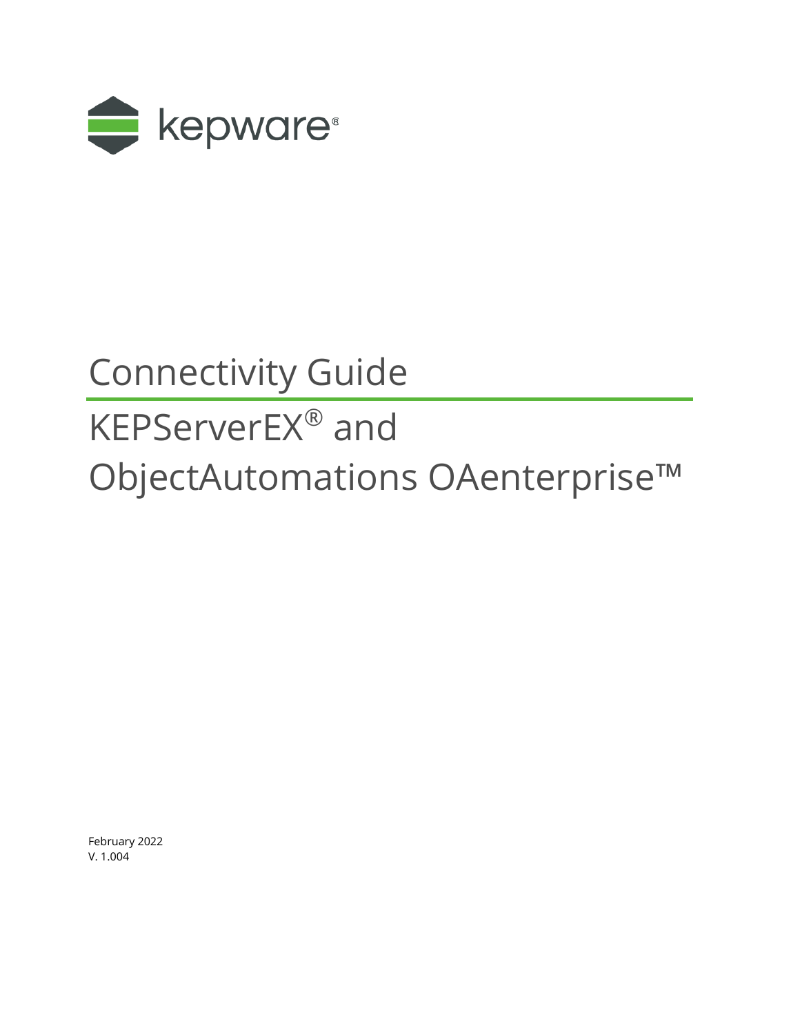kepware®

# Connectivity Guide

# KEPServerEX® and ObjectAutomations OAenterprise™

February 2022
V. 1.004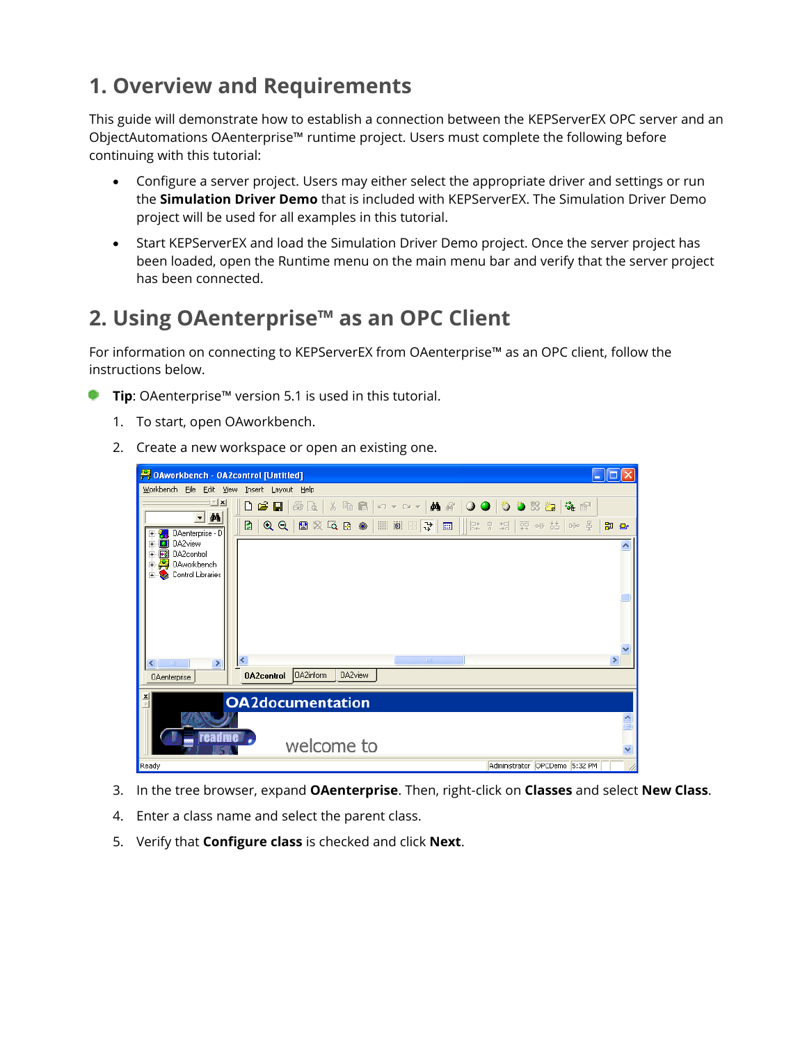# 1. Overview and Requirements

This guide will demonstrate how to establish a connection between the KEPServerEX OPC server and an ObjectAutomations OAenterprise™ runtime project. Users must complete the following before continuing with this tutorial:

- Configure a server project. Users may either select the appropriate driver and settings or run the **Simulation Driver Demo** that is included with KEPServerEX. The Simulation Driver Demo project will be used for all examples in this tutorial.
- Start KEPServerEX and load the Simulation Driver Demo project. Once the server project has been loaded, open the Runtime menu on the main menu bar and verify that the server project has been connected.

# 2. Using OAenterprise™ as an OPC Client

For information on connecting to KEPServerEX from OAenterprise™ as an OPC client, follow the instructions below.

**Tip**: OAenterprise™ version 5.1 is used in this tutorial.

1. To start, open OAworkbench.
2. Create a new workspace or open an existing one.
3. In the tree browser, expand **OAenterprise**. Then, right-click on **Classes** and select **New Class**.
4. Enter a class name and select the parent class.
5. Verify that **Configure class** is checked and click **Next**.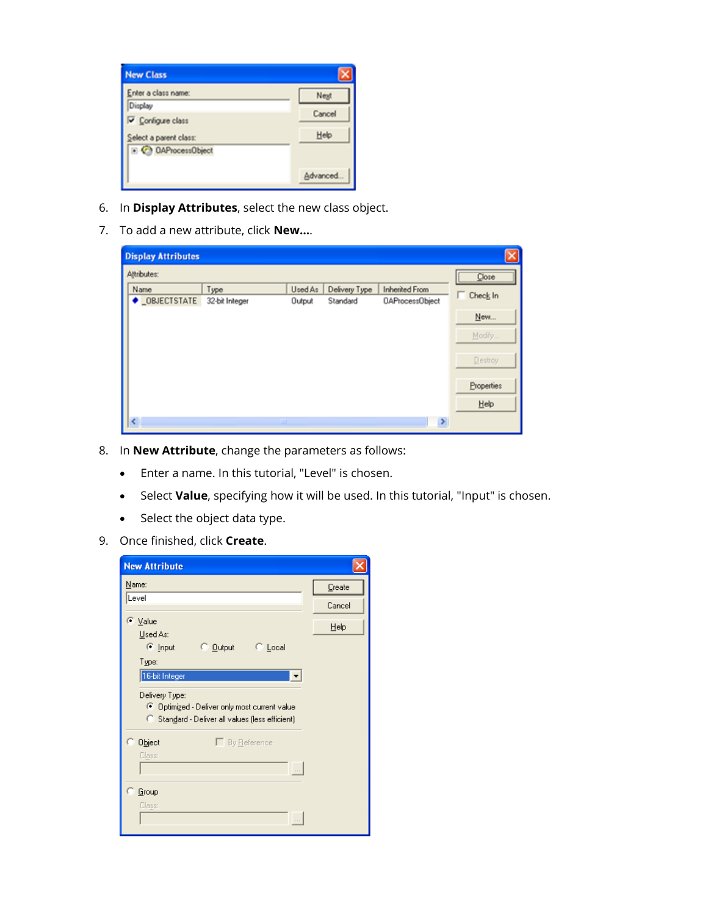6. In **Display Attributes**, select the new class object.
7. To add a new attribute, click **New...**.
8. In **New Attribute**, change the parameters as follows:
   - Enter a name. In this tutorial, "Level" is chosen.
   - Select **Value**, specifying how it will be used. In this tutorial, "Input" is chosen.
   - Select the object data type.
9. Once finished, click **Create**.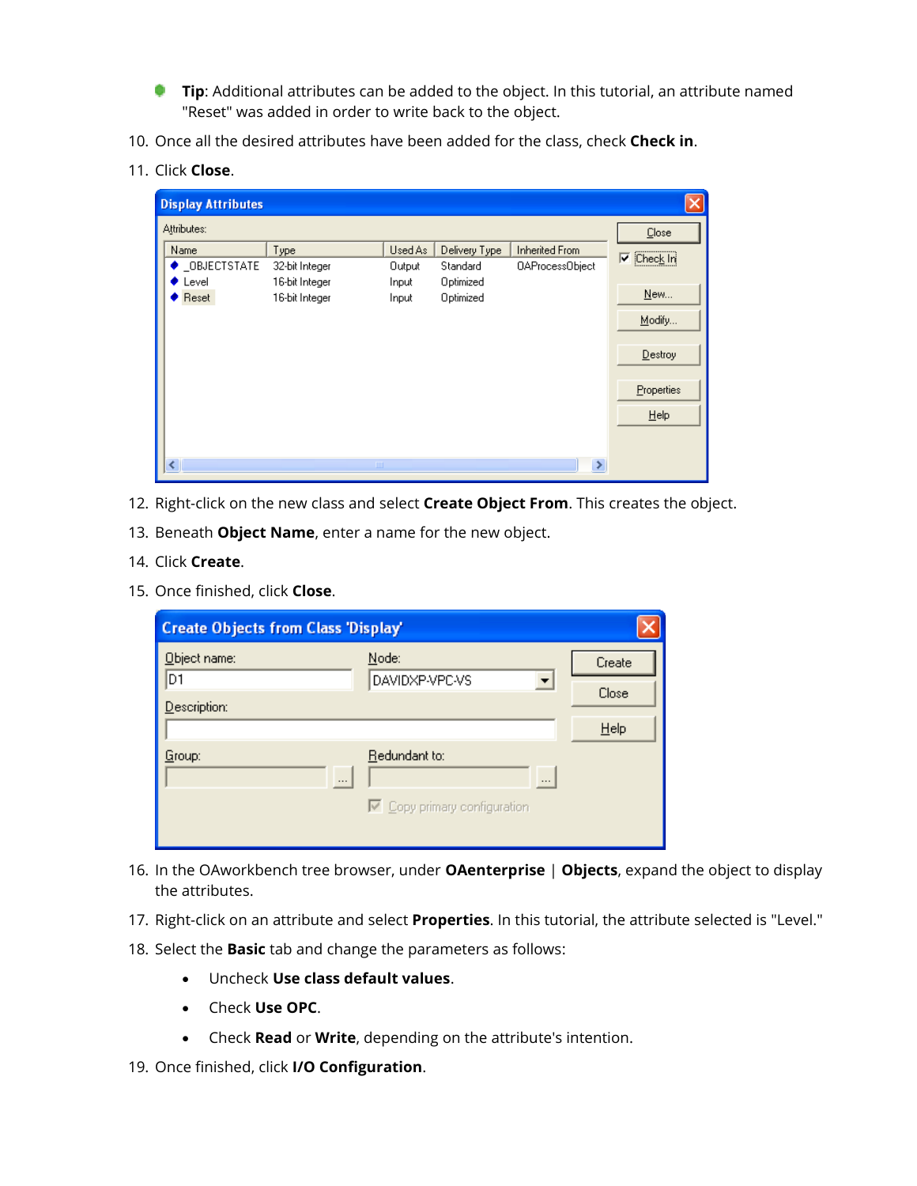- **Tip**: Additional attributes can be added to the object. In this tutorial, an attribute named "Reset" was added in order to write back to the object.

10. Once all the desired attributes have been added for the class, check **Check in**.
11. Click **Close**.
12. Right-click on the new class and select **Create Object From**. This creates the object.
13. Beneath **Object Name**, enter a name for the new object.
14. Click **Create**.
15. Once finished, click **Close**.
16. In the OAworkbench tree browser, under **OAenterprise** | **Objects**, expand the object to display the attributes.
17. Right-click on an attribute and select **Properties**. In this tutorial, the attribute selected is "Level."
18. Select the **Basic** tab and change the parameters as follows:
    - Uncheck **Use class default values**.
    - Check **Use OPC**.
    - Check **Read** or **Write**, depending on the attribute's intention.
19. Once finished, click **I/O Configuration**.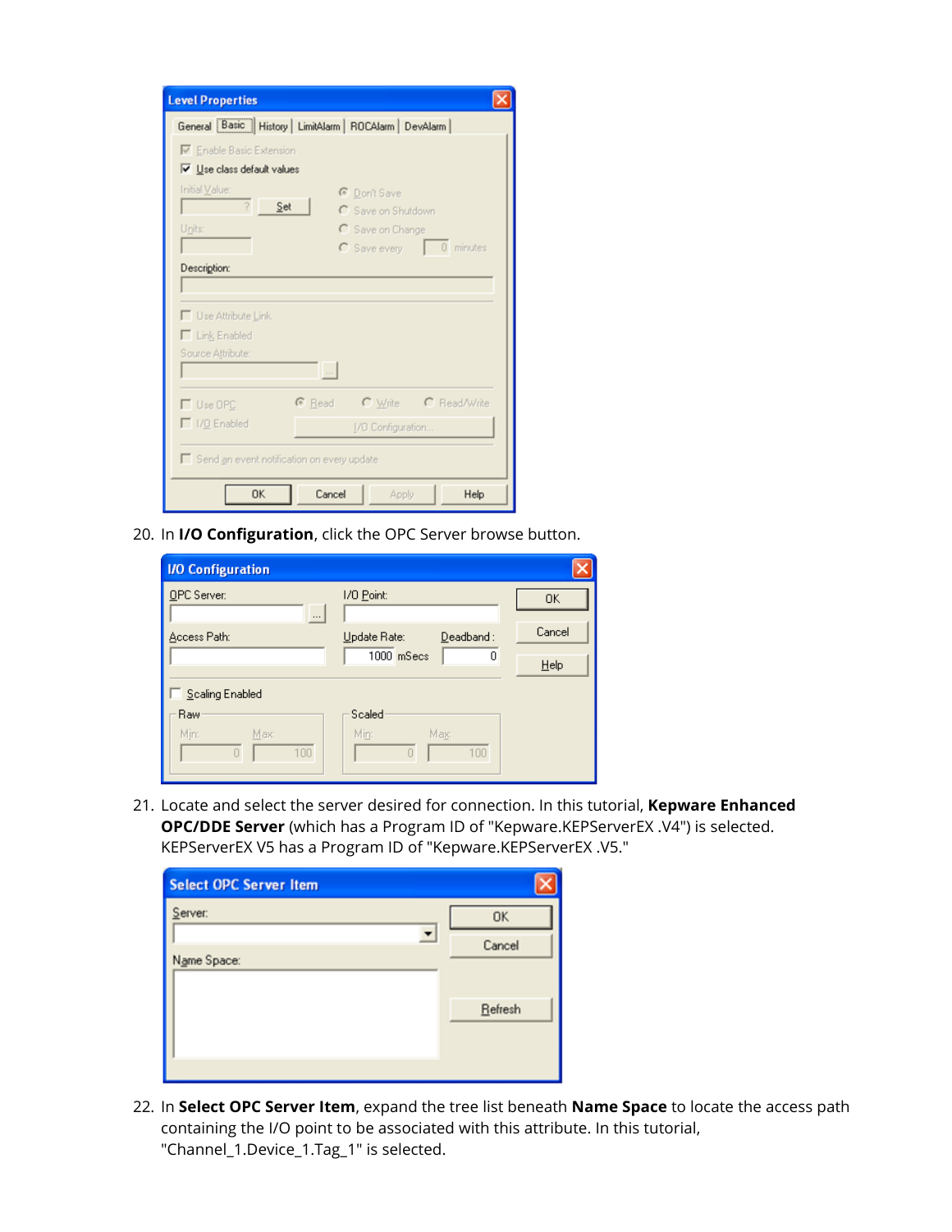20. In **I/O Configuration**, click the OPC Server browse button.

21. Locate and select the server desired for connection. In this tutorial, **Kepware Enhanced OPC/DDE Server** (which has a Program ID of "Kepware.KEPServerEX .V4") is selected. KEPServerEX V5 has a Program ID of "Kepware.KEPServerEX .V5."

22. In **Select OPC Server Item**, expand the tree list beneath **Name Space** to locate the access path containing the I/O point to be associated with this attribute. In this tutorial, "Channel_1.Device_1.Tag_1" is selected.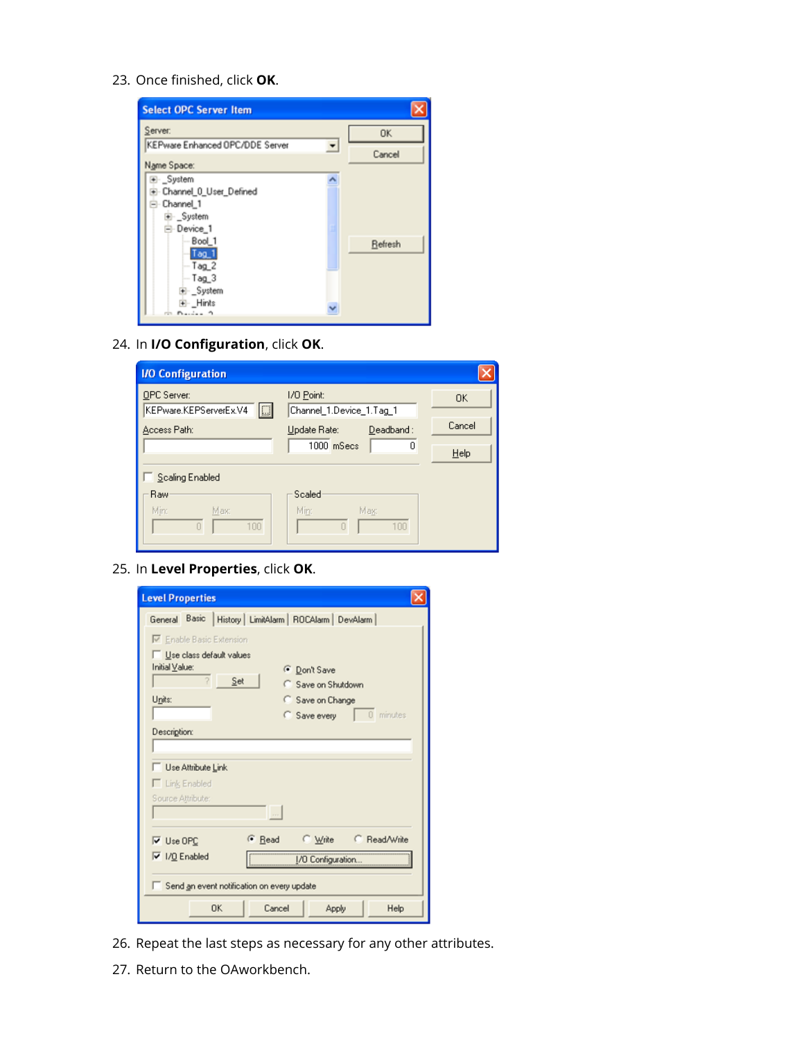23. Once finished, click **OK**.

24. In **I/O Configuration**, click **OK**.

25. In **Level Properties**, click **OK**.

26. Repeat the last steps as necessary for any other attributes.

27. Return to the OAworkbench.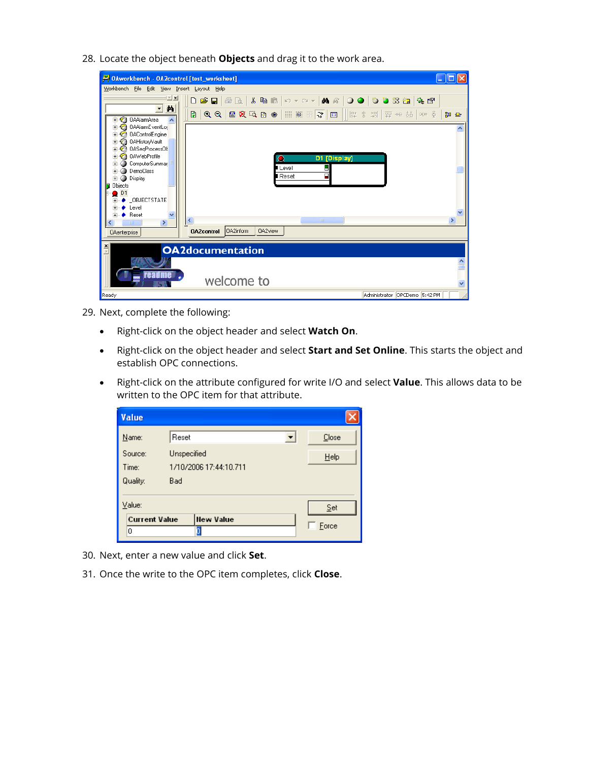28. Locate the object beneath **Objects** and drag it to the work area.

29. Next, complete the following:

    - Right-click on the object header and select **Watch On**.
    - Right-click on the object header and select **Start and Set Online**. This starts the object and establish OPC connections.
    - Right-click on the attribute configured for write I/O and select **Value**. This allows data to be written to the OPC item for that attribute.

30. Next, enter a new value and click **Set**.

31. Once the write to the OPC item completes, click **Close**.